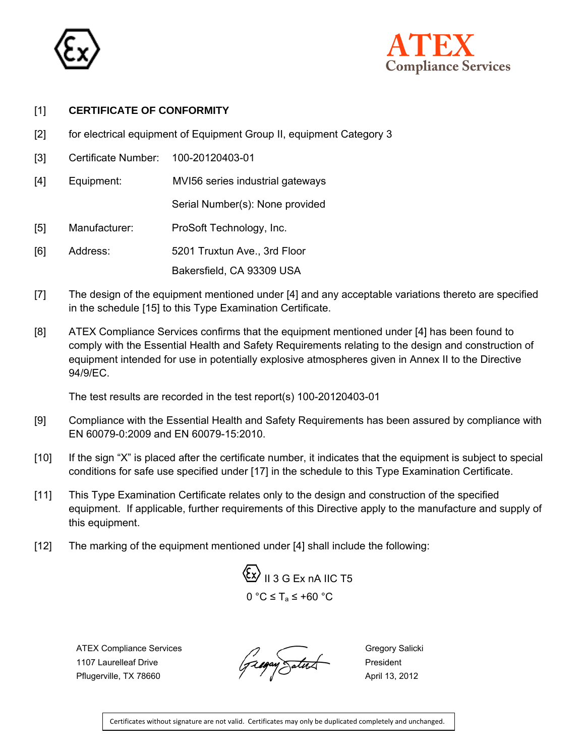ATEX Compliance Services

[1] **CERTIFICATE OF CONFORMITY**

[2] for electrical equipment of Equipment Group II, equipment Category 3

[3] Certificate Number: 100-20120403-01

[4] Equipment: MVI56 series industrial gateways

Serial Number(s): None provided

[5] Manufacturer: ProSoft Technology, Inc.

[6] Address: 5201 Truxtun Ave., 3rd Floor

Bakersfield, CA 93309 USA

[7] The design of the equipment mentioned under [4] and any acceptable variations thereto are specified in the schedule [15] to this Type Examination Certificate.

[8] ATEX Compliance Services confirms that the equipment mentioned under [4] has been found to comply with the Essential Health and Safety Requirements relating to the design and construction of equipment intended for use in potentially explosive atmospheres given in Annex II to the Directive 94/9/EC.

The test results are recorded in the test report(s) 100-20120403-01

[9] Compliance with the Essential Health and Safety Requirements has been assured by compliance with EN 60079-0:2009 and EN 60079-15:2010.

[10] If the sign "X" is placed after the certificate number, it indicates that the equipment is subject to special conditions for safe use specified under [17] in the schedule to this Type Examination Certificate.

[11] This Type Examination Certificate relates only to the design and construction of the specified equipment. If applicable, further requirements of this Directive apply to the manufacture and supply of this equipment.

[12] The marking of the equipment mentioned under [4] shall include the following:

Ex II 3 G Ex nA IIC T5

$0\ °C \leq T_a \leq +60\ °C$

ATEX Compliance Services
1107 Laurelleaf Drive
Pflugerville, TX 78660

Gregory Salicki
President
April 13, 2012

Certificates without signature are not valid. Certificates may only be duplicated completely and unchanged.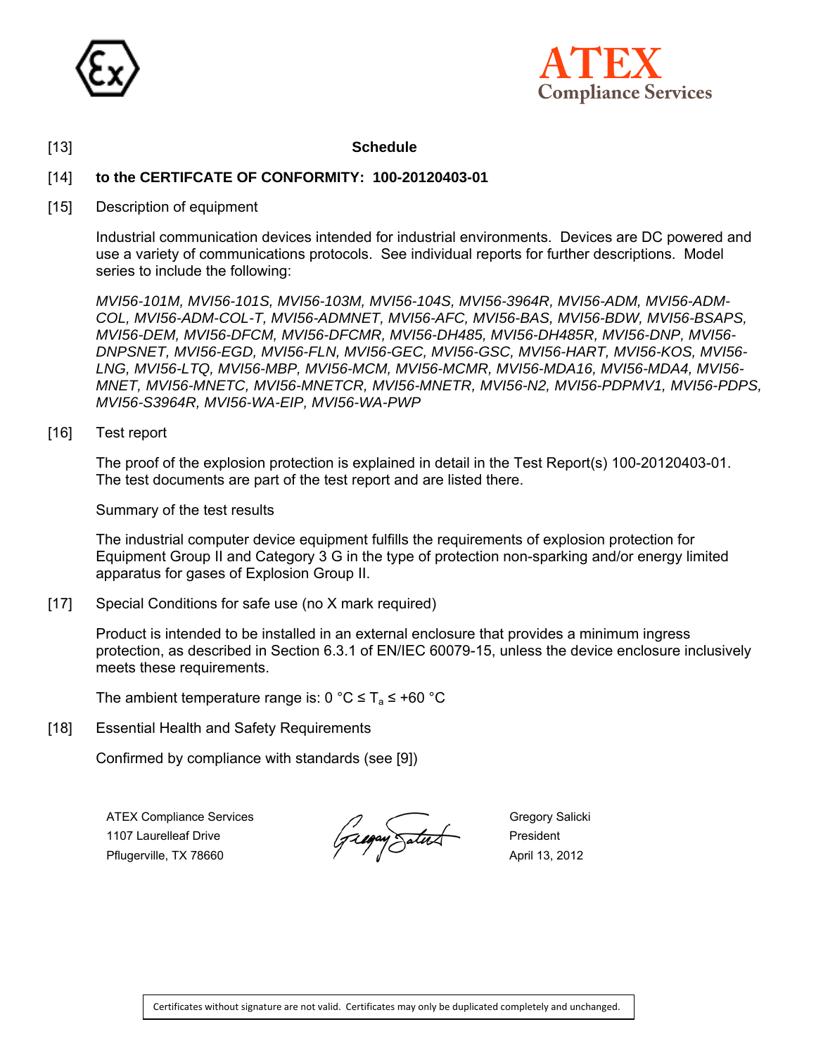ATEX Compliance Services

[13] **Schedule**

[14] **to the CERTIFCATE OF CONFORMITY: 100-20120403-01**

[15] Description of equipment

Industrial communication devices intended for industrial environments. Devices are DC powered and use a variety of communications protocols. See individual reports for further descriptions. Model series to include the following:

*MVI56-101M, MVI56-101S, MVI56-103M, MVI56-104S, MVI56-3964R, MVI56-ADM, MVI56-ADM-COL, MVI56-ADM-COL-T, MVI56-ADMNET, MVI56-AFC, MVI56-BAS, MVI56-BDW, MVI56-BSAPS, MVI56-DEM, MVI56-DFCM, MVI56-DFCMR, MVI56-DH485, MVI56-DH485R, MVI56-DNP, MVI56-DNPSNET, MVI56-EGD, MVI56-FLN, MVI56-GEC, MVI56-GSC, MVI56-HART, MVI56-KOS, MVI56-LNG, MVI56-LTQ, MVI56-MBP, MVI56-MCM, MVI56-MCMR, MVI56-MDA16, MVI56-MDA4, MVI56-MNET, MVI56-MNETC, MVI56-MNETCR, MVI56-MNETR, MVI56-N2, MVI56-PDPMV1, MVI56-PDPS, MVI56-S3964R, MVI56-WA-EIP, MVI56-WA-PWP*

[16] Test report

The proof of the explosion protection is explained in detail in the Test Report(s) 100-20120403-01. The test documents are part of the test report and are listed there.

Summary of the test results

The industrial computer device equipment fulfills the requirements of explosion protection for Equipment Group II and Category 3 G in the type of protection non-sparking and/or energy limited apparatus for gases of Explosion Group II.

[17] Special Conditions for safe use (no X mark required)

Product is intended to be installed in an external enclosure that provides a minimum ingress protection, as described in Section 6.3.1 of EN/IEC 60079-15, unless the device enclosure inclusively meets these requirements.

The ambient temperature range is: 0 °C ≤ $T_a$ ≤ +60 °C

[18] Essential Health and Safety Requirements

Confirmed by compliance with standards (see [9])

ATEX Compliance Services
1107 Laurelleaf Drive
Pflugerville, TX 78660

Gregory Salicki
President
April 13, 2012

Certificates without signature are not valid. Certificates may only be duplicated completely and unchanged.